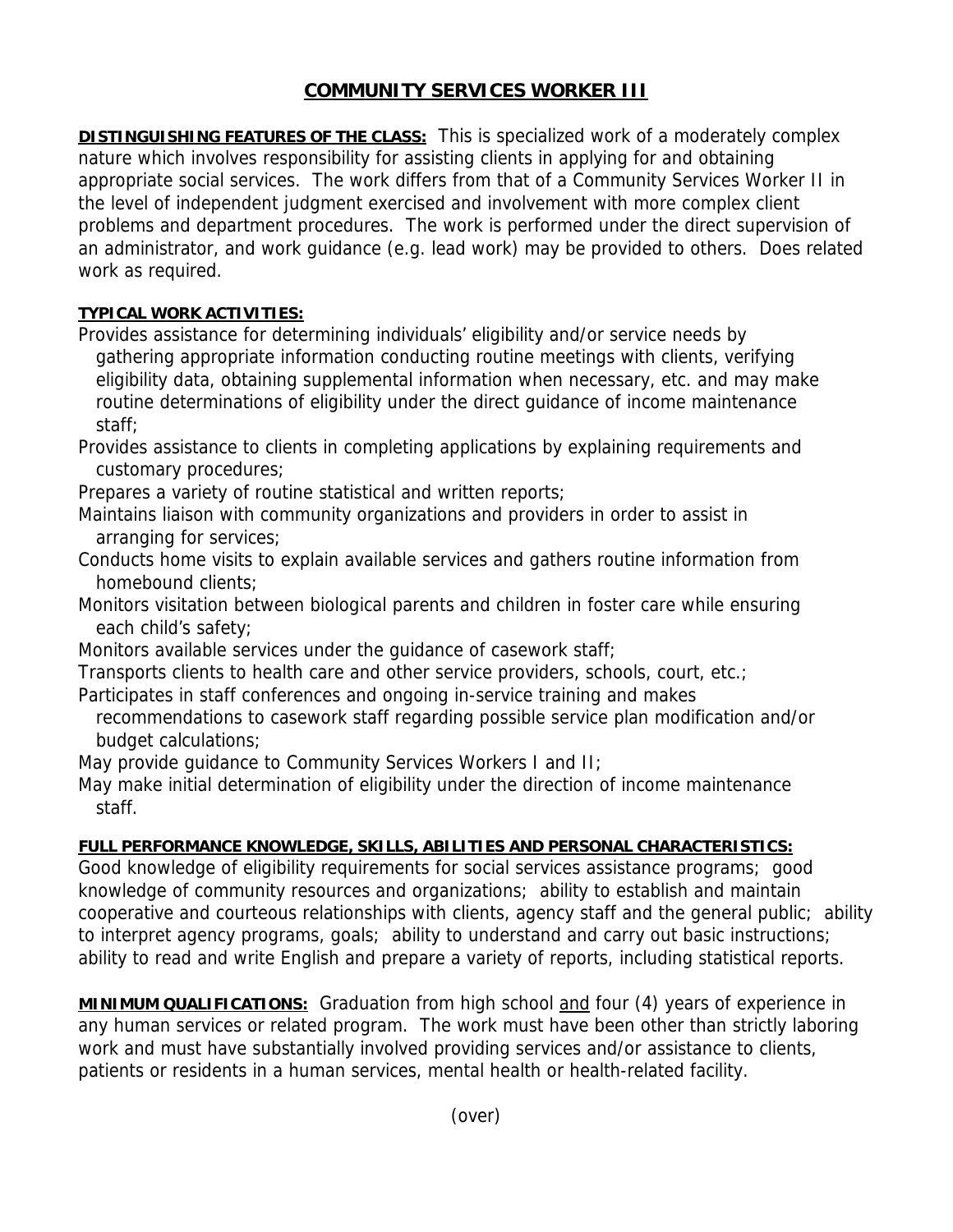# COMMUNITY SERVICES WORKER III

**DISTINGUISHING FEATURES OF THE CLASS:** This is specialized work of a moderately complex nature which involves responsibility for assisting clients in applying for and obtaining appropriate social services. The work differs from that of a Community Services Worker II in the level of independent judgment exercised and involvement with more complex client problems and department procedures. The work is performed under the direct supervision of an administrator, and work guidance (e.g. lead work) may be provided to others. Does related work as required.

**TYPICAL WORK ACTIVITIES:**

Provides assistance for determining individuals' eligibility and/or service needs by gathering appropriate information conducting routine meetings with clients, verifying eligibility data, obtaining supplemental information when necessary, etc. and may make routine determinations of eligibility under the direct guidance of income maintenance staff;

Provides assistance to clients in completing applications by explaining requirements and customary procedures;

Prepares a variety of routine statistical and written reports;

Maintains liaison with community organizations and providers in order to assist in arranging for services;

Conducts home visits to explain available services and gathers routine information from homebound clients;

Monitors visitation between biological parents and children in foster care while ensuring each child's safety;

Monitors available services under the guidance of casework staff;

Transports clients to health care and other service providers, schools, court, etc.;

Participates in staff conferences and ongoing in-service training and makes recommendations to casework staff regarding possible service plan modification and/or budget calculations;

May provide guidance to Community Services Workers I and II;

May make initial determination of eligibility under the direction of income maintenance staff.

**FULL PERFORMANCE KNOWLEDGE, SKILLS, ABILITIES AND PERSONAL CHARACTERISTICS:**
Good knowledge of eligibility requirements for social services assistance programs; good knowledge of community resources and organizations; ability to establish and maintain cooperative and courteous relationships with clients, agency staff and the general public; ability to interpret agency programs, goals; ability to understand and carry out basic instructions; ability to read and write English and prepare a variety of reports, including statistical reports.

**MINIMUM QUALIFICATIONS:** Graduation from high school and four (4) years of experience in any human services or related program. The work must have been other than strictly laboring work and must have substantially involved providing services and/or assistance to clients, patients or residents in a human services, mental health or health-related facility.

(over)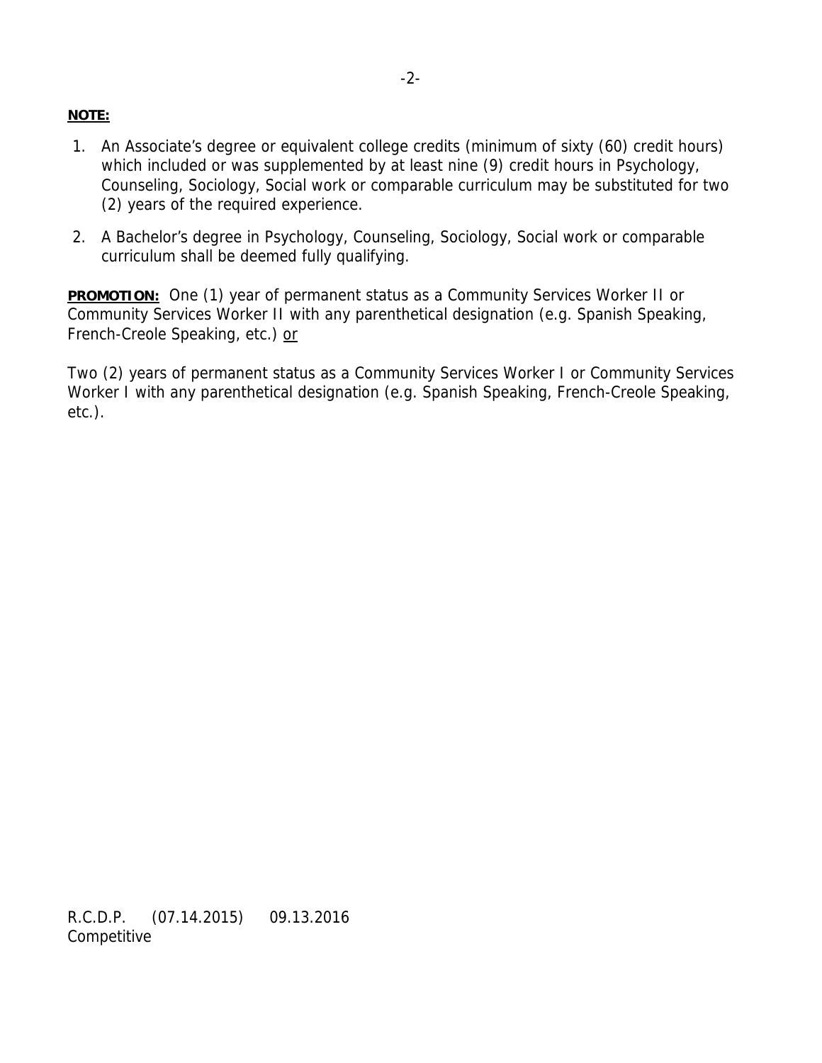**NOTE:**

1. An Associate's degree or equivalent college credits (minimum of sixty (60) credit hours) which included or was supplemented by at least nine (9) credit hours in Psychology, Counseling, Sociology, Social work or comparable curriculum may be substituted for two (2) years of the required experience.
2. A Bachelor's degree in Psychology, Counseling, Sociology, Social work or comparable curriculum shall be deemed fully qualifying.

**PROMOTION:** One (1) year of permanent status as a Community Services Worker II or Community Services Worker II with any parenthetical designation (e.g. Spanish Speaking, French-Creole Speaking, etc.) or

Two (2) years of permanent status as a Community Services Worker I or Community Services Worker I with any parenthetical designation (e.g. Spanish Speaking, French-Creole Speaking, etc.).

R.C.D.P. (07.14.2015) 09.13.2016
Competitive